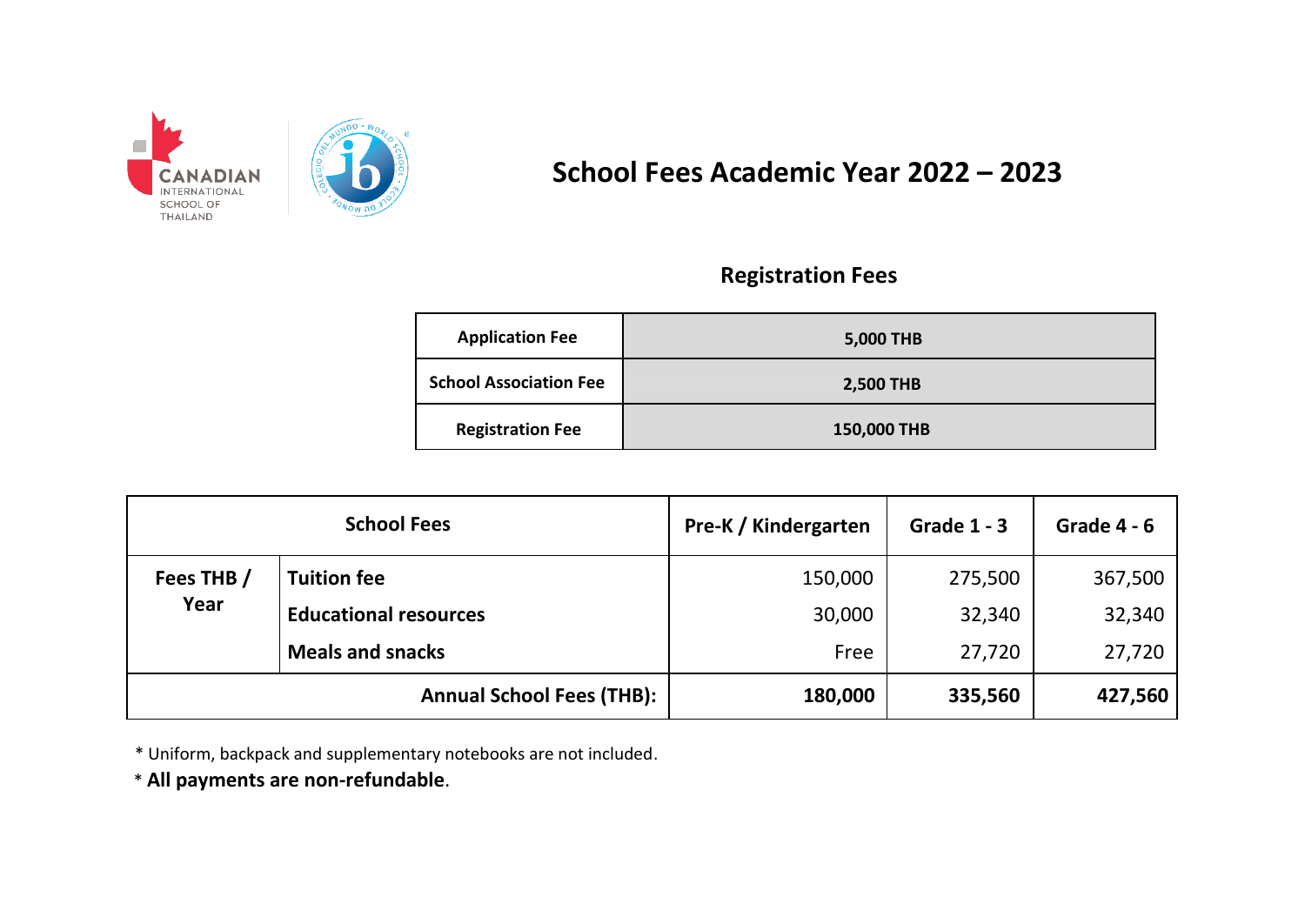CANADIAN INTERNATIONAL SCHOOL OF THAILAND

# School Fees Academic Year 2022 – 2023

## Registration Fees

| Application Fee | 5,000 THB |
|---|---|
| School Association Fee | 2,500 THB |
| Registration Fee | 150,000 THB |

| School Fees | | Pre-K / Kindergarten | Grade 1 - 3 | Grade 4 - 6 |
|---|---|---|---|---|
| Fees THB / Year | Tuition fee | 150,000 | 275,500 | 367,500 |
| | Educational resources | 30,000 | 32,340 | 32,340 |
| | Meals and snacks | Free | 27,720 | 27,720 |
| **Annual School Fees (THB):** | | **180,000** | **335,560** | **427,560** |

* Uniform, backpack and supplementary notebooks are not included.

* **All payments are non-refundable**.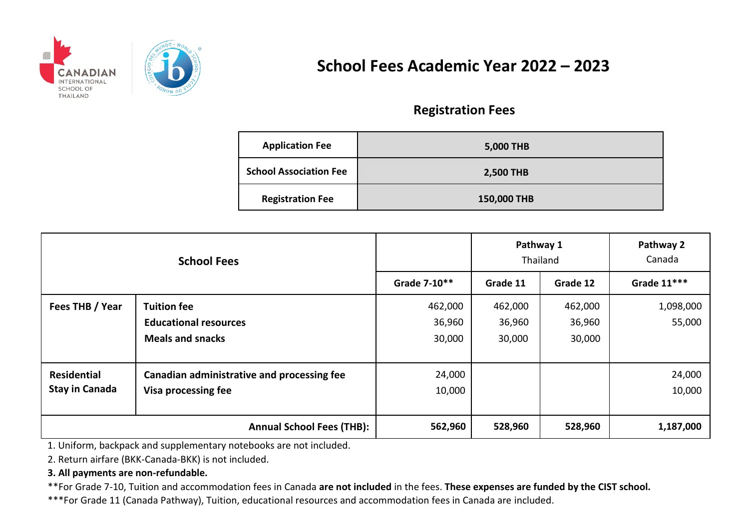# School Fees Academic Year 2022 – 2023

## Registration Fees

| | |
|---|---|
| **Application Fee** | **5,000 THB** |
| **School Association Fee** | **2,500 THB** |
| **Registration Fee** | **150,000 THB** |

| **School Fees** | | | **Pathway 1** Thailand | | **Pathway 2** Canada |
|---|---|---|---|---|---|
| | | **Grade 7-10**** | **Grade 11** | **Grade 12** | **Grade 11***** |
| **Fees THB / Year** | **Tuition fee** | 462,000 | 462,000 | 462,000 | 1,098,000 |
| | **Educational resources** | 36,960 | 36,960 | 36,960 | 55,000 |
| | **Meals and snacks** | 30,000 | 30,000 | 30,000 | |
| **Residential Stay in Canada** | **Canadian administrative and processing fee** | 24,000 | | | 24,000 |
| | **Visa processing fee** | 10,000 | | | 10,000 |
| **Annual School Fees (THB):** | | **562,960** | **528,960** | **528,960** | **1,187,000** |

1. Uniform, backpack and supplementary notebooks are not included.
2. Return airfare (BKK-Canada-BKK) is not included.
3. **All payments are non-refundable.**

**For Grade 7-10, Tuition and accommodation fees in Canada **are not included** in the fees. **These expenses are funded by the CIST school.**

***For Grade 11 (Canada Pathway), Tuition, educational resources and accommodation fees in Canada are included.